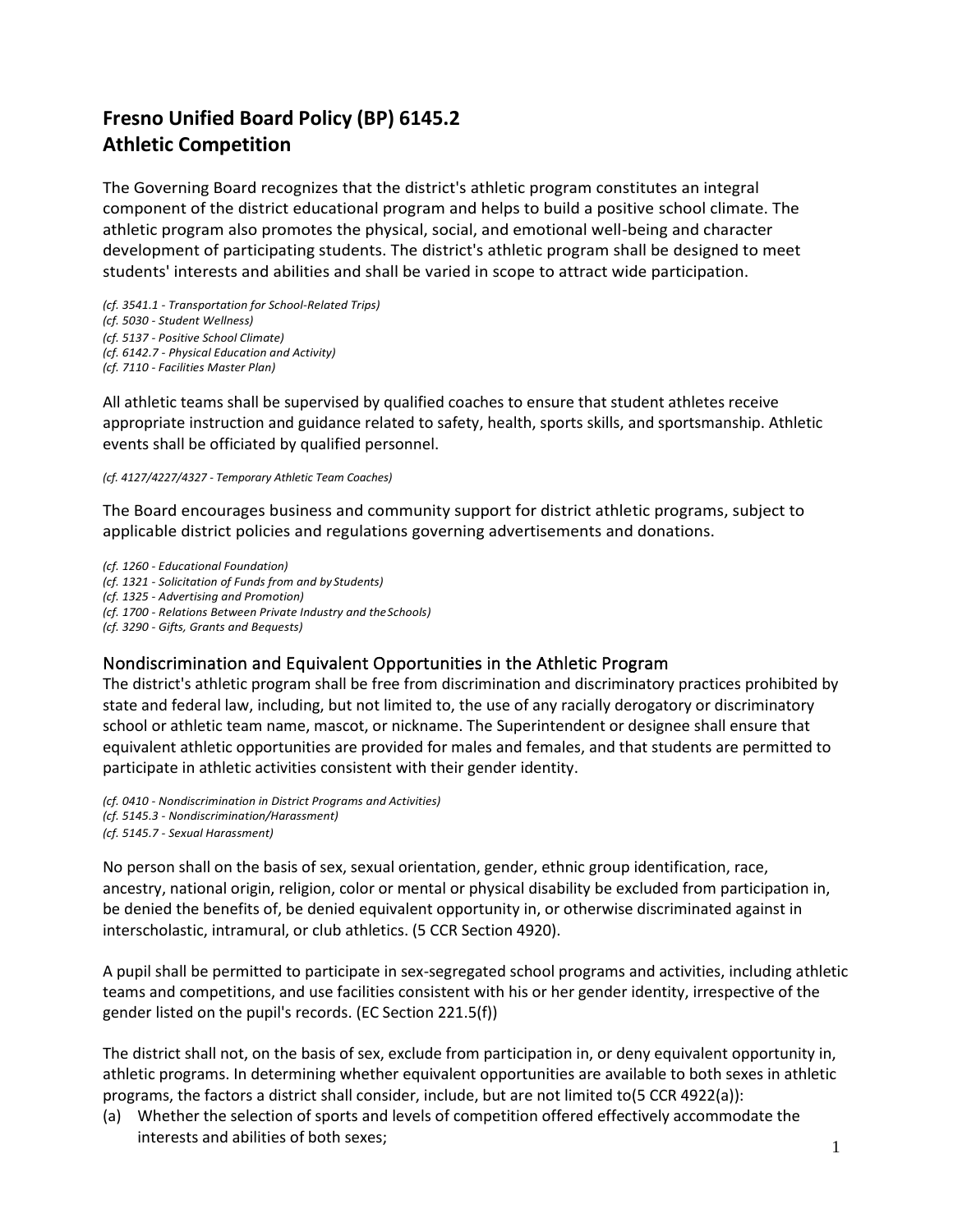# Fresno Unified Board Policy (BP) 6145.2
# Athletic Competition

The Governing Board recognizes that the district's athletic program constitutes an integral component of the district educational program and helps to build a positive school climate. The athletic program also promotes the physical, social, and emotional well-being and character development of participating students. The district's athletic program shall be designed to meet students' interests and abilities and shall be varied in scope to attract wide participation.

*(cf. 3541.1 - Transportation for School-Related Trips)*
*(cf. 5030 - Student Wellness)*
*(cf. 5137 - Positive School Climate)*
*(cf. 6142.7 - Physical Education and Activity)*
*(cf. 7110 - Facilities Master Plan)*

All athletic teams shall be supervised by qualified coaches to ensure that student athletes receive appropriate instruction and guidance related to safety, health, sports skills, and sportsmanship. Athletic events shall be officiated by qualified personnel.

*(cf. 4127/4227/4327 - Temporary Athletic Team Coaches)*

The Board encourages business and community support for district athletic programs, subject to applicable district policies and regulations governing advertisements and donations.

*(cf. 1260 - Educational Foundation)*
*(cf. 1321 - Solicitation of Funds from and by Students)*
*(cf. 1325 - Advertising and Promotion)*
*(cf. 1700 - Relations Between Private Industry and the Schools)*
*(cf. 3290 - Gifts, Grants and Bequests)*

## Nondiscrimination and Equivalent Opportunities in the Athletic Program

The district's athletic program shall be free from discrimination and discriminatory practices prohibited by state and federal law, including, but not limited to, the use of any racially derogatory or discriminatory school or athletic team name, mascot, or nickname. The Superintendent or designee shall ensure that equivalent athletic opportunities are provided for males and females, and that students are permitted to participate in athletic activities consistent with their gender identity.

*(cf. 0410 - Nondiscrimination in District Programs and Activities)*
*(cf. 5145.3 - Nondiscrimination/Harassment)*
*(cf. 5145.7 - Sexual Harassment)*

No person shall on the basis of sex, sexual orientation, gender, ethnic group identification, race, ancestry, national origin, religion, color or mental or physical disability be excluded from participation in, be denied the benefits of, be denied equivalent opportunity in, or otherwise discriminated against in interscholastic, intramural, or club athletics. (5 CCR Section 4920).

A pupil shall be permitted to participate in sex-segregated school programs and activities, including athletic teams and competitions, and use facilities consistent with his or her gender identity, irrespective of the gender listed on the pupil's records. (EC Section 221.5(f))

The district shall not, on the basis of sex, exclude from participation in, or deny equivalent opportunity in, athletic programs. In determining whether equivalent opportunities are available to both sexes in athletic programs, the factors a district shall consider, include, but are not limited to(5 CCR 4922(a)):

(a) Whether the selection of sports and levels of competition offered effectively accommodate the interests and abilities of both sexes;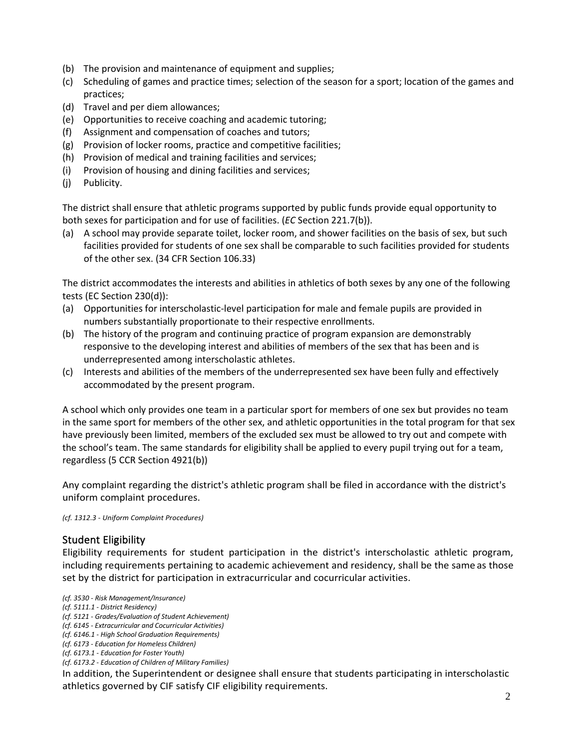(b) The provision and maintenance of equipment and supplies;
(c) Scheduling of games and practice times; selection of the season for a sport; location of the games and practices;
(d) Travel and per diem allowances;
(e) Opportunities to receive coaching and academic tutoring;
(f) Assignment and compensation of coaches and tutors;
(g) Provision of locker rooms, practice and competitive facilities;
(h) Provision of medical and training facilities and services;
(i) Provision of housing and dining facilities and services;
(j) Publicity.

The district shall ensure that athletic programs supported by public funds provide equal opportunity to both sexes for participation and for use of facilities. (*EC* Section 221.7(b)).

(a) A school may provide separate toilet, locker room, and shower facilities on the basis of sex, but such facilities provided for students of one sex shall be comparable to such facilities provided for students of the other sex. (34 CFR Section 106.33)

The district accommodates the interests and abilities in athletics of both sexes by any one of the following tests (EC Section 230(d)):

(a) Opportunities for interscholastic-level participation for male and female pupils are provided in numbers substantially proportionate to their respective enrollments.
(b) The history of the program and continuing practice of program expansion are demonstrably responsive to the developing interest and abilities of members of the sex that has been and is underrepresented among interscholastic athletes.
(c) Interests and abilities of the members of the underrepresented sex have been fully and effectively accommodated by the present program.

A school which only provides one team in a particular sport for members of one sex but provides no team in the same sport for members of the other sex, and athletic opportunities in the total program for that sex have previously been limited, members of the excluded sex must be allowed to try out and compete with the school's team. The same standards for eligibility shall be applied to every pupil trying out for a team, regardless (5 CCR Section 4921(b))

Any complaint regarding the district's athletic program shall be filed in accordance with the district's uniform complaint procedures.

*(cf. 1312.3 - Uniform Complaint Procedures)*

## Student Eligibility

Eligibility requirements for student participation in the district's interscholastic athletic program, including requirements pertaining to academic achievement and residency, shall be the same as those set by the district for participation in extracurricular and cocurricular activities.

*(cf. 3530 - Risk Management/Insurance)*
*(cf. 5111.1 - District Residency)*
*(cf. 5121 - Grades/Evaluation of Student Achievement)*
*(cf. 6145 - Extracurricular and Cocurricular Activities)*
*(cf. 6146.1 - High School Graduation Requirements)*
*(cf. 6173 - Education for Homeless Children)*
*(cf. 6173.1 - Education for Foster Youth)*
*(cf. 6173.2 - Education of Children of Military Families)*

In addition, the Superintendent or designee shall ensure that students participating in interscholastic athletics governed by CIF satisfy CIF eligibility requirements.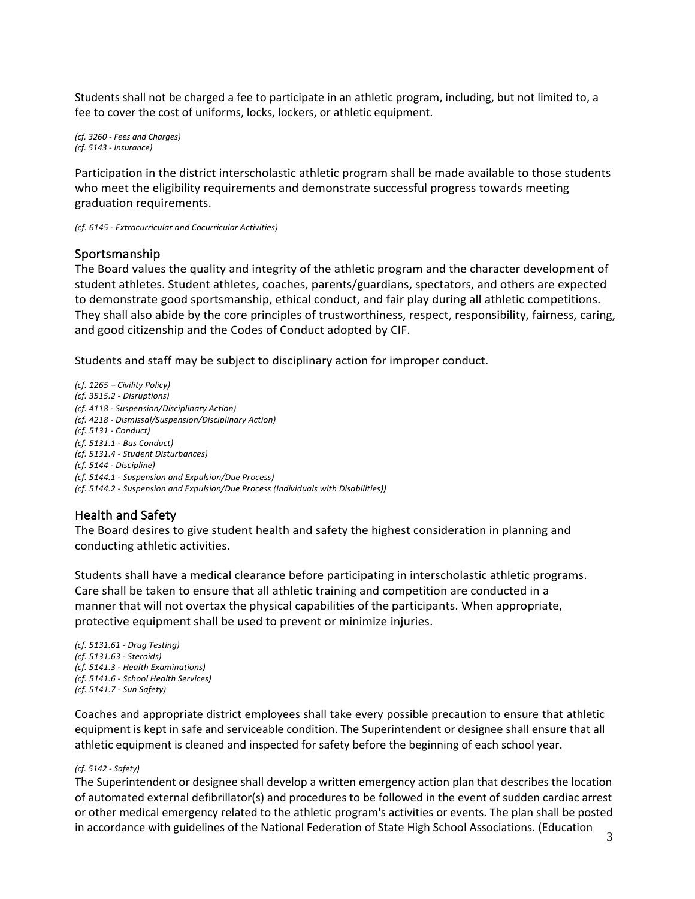Students shall not be charged a fee to participate in an athletic program, including, but not limited to, a fee to cover the cost of uniforms, locks, lockers, or athletic equipment.

*(cf. 3260 - Fees and Charges)*
*(cf. 5143 - Insurance)*

Participation in the district interscholastic athletic program shall be made available to those students who meet the eligibility requirements and demonstrate successful progress towards meeting graduation requirements.

*(cf. 6145 - Extracurricular and Cocurricular Activities)*

## Sportsmanship

The Board values the quality and integrity of the athletic program and the character development of student athletes. Student athletes, coaches, parents/guardians, spectators, and others are expected to demonstrate good sportsmanship, ethical conduct, and fair play during all athletic competitions. They shall also abide by the core principles of trustworthiness, respect, responsibility, fairness, caring, and good citizenship and the Codes of Conduct adopted by CIF.

Students and staff may be subject to disciplinary action for improper conduct.

*(cf. 1265 – Civility Policy)*
*(cf. 3515.2 - Disruptions)*
*(cf. 4118 - Suspension/Disciplinary Action)*
*(cf. 4218 - Dismissal/Suspension/Disciplinary Action)*
*(cf. 5131 - Conduct)*
*(cf. 5131.1 - Bus Conduct)*
*(cf. 5131.4 - Student Disturbances)*
*(cf. 5144 - Discipline)*
*(cf. 5144.1 - Suspension and Expulsion/Due Process)*
*(cf. 5144.2 - Suspension and Expulsion/Due Process (Individuals with Disabilities))*

## Health and Safety

The Board desires to give student health and safety the highest consideration in planning and conducting athletic activities.

Students shall have a medical clearance before participating in interscholastic athletic programs. Care shall be taken to ensure that all athletic training and competition are conducted in a manner that will not overtax the physical capabilities of the participants. When appropriate, protective equipment shall be used to prevent or minimize injuries.

*(cf. 5131.61 - Drug Testing)*
*(cf. 5131.63 - Steroids)*
*(cf. 5141.3 - Health Examinations)*
*(cf. 5141.6 - School Health Services)*
*(cf. 5141.7 - Sun Safety)*

Coaches and appropriate district employees shall take every possible precaution to ensure that athletic equipment is kept in safe and serviceable condition. The Superintendent or designee shall ensure that all athletic equipment is cleaned and inspected for safety before the beginning of each school year.

*(cf. 5142 - Safety)*

The Superintendent or designee shall develop a written emergency action plan that describes the location of automated external defibrillator(s) and procedures to be followed in the event of sudden cardiac arrest or other medical emergency related to the athletic program's activities or events. The plan shall be posted in accordance with guidelines of the National Federation of State High School Associations. (Education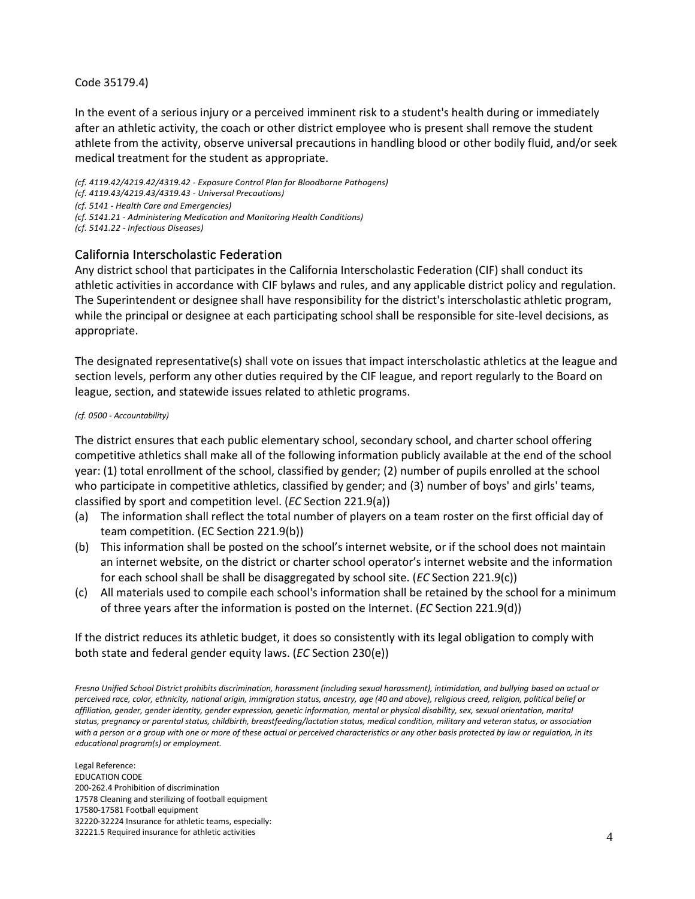Code 35179.4)

In the event of a serious injury or a perceived imminent risk to a student's health during or immediately after an athletic activity, the coach or other district employee who is present shall remove the student athlete from the activity, observe universal precautions in handling blood or other bodily fluid, and/or seek medical treatment for the student as appropriate.

*(cf. 4119.42/4219.42/4319.42 - Exposure Control Plan for Bloodborne Pathogens)*
*(cf. 4119.43/4219.43/4319.43 - Universal Precautions)*
*(cf. 5141 - Health Care and Emergencies)*
*(cf. 5141.21 - Administering Medication and Monitoring Health Conditions)*
*(cf. 5141.22 - Infectious Diseases)*

## California Interscholastic Federation

Any district school that participates in the California Interscholastic Federation (CIF) shall conduct its athletic activities in accordance with CIF bylaws and rules, and any applicable district policy and regulation. The Superintendent or designee shall have responsibility for the district's interscholastic athletic program, while the principal or designee at each participating school shall be responsible for site-level decisions, as appropriate.

The designated representative(s) shall vote on issues that impact interscholastic athletics at the league and section levels, perform any other duties required by the CIF league, and report regularly to the Board on league, section, and statewide issues related to athletic programs.

*(cf. 0500 - Accountability)*

The district ensures that each public elementary school, secondary school, and charter school offering competitive athletics shall make all of the following information publicly available at the end of the school year: (1) total enrollment of the school, classified by gender; (2) number of pupils enrolled at the school who participate in competitive athletics, classified by gender; and (3) number of boys' and girls' teams, classified by sport and competition level. (*EC* Section 221.9(a))

(a) The information shall reflect the total number of players on a team roster on the first official day of team competition. (EC Section 221.9(b))
(b) This information shall be posted on the school's internet website, or if the school does not maintain an internet website, on the district or charter school operator's internet website and the information for each school shall be shall be disaggregated by school site. (*EC* Section 221.9(c))
(c) All materials used to compile each school's information shall be retained by the school for a minimum of three years after the information is posted on the Internet. (*EC* Section 221.9(d))

If the district reduces its athletic budget, it does so consistently with its legal obligation to comply with both state and federal gender equity laws. (*EC* Section 230(e))

*Fresno Unified School District prohibits discrimination, harassment (including sexual harassment), intimidation, and bullying based on actual or perceived race, color, ethnicity, national origin, immigration status, ancestry, age (40 and above), religious creed, religion, political belief or affiliation, gender, gender identity, gender expression, genetic information, mental or physical disability, sex, sexual orientation, marital status, pregnancy or parental status, childbirth, breastfeeding/lactation status, medical condition, military and veteran status, or association with a person or a group with one or more of these actual or perceived characteristics or any other basis protected by law or regulation, in its educational program(s) or employment.*

Legal Reference:
EDUCATION CODE
200-262.4 Prohibition of discrimination
17578 Cleaning and sterilizing of football equipment
17580-17581 Football equipment
32220-32224 Insurance for athletic teams, especially:
32221.5 Required insurance for athletic activities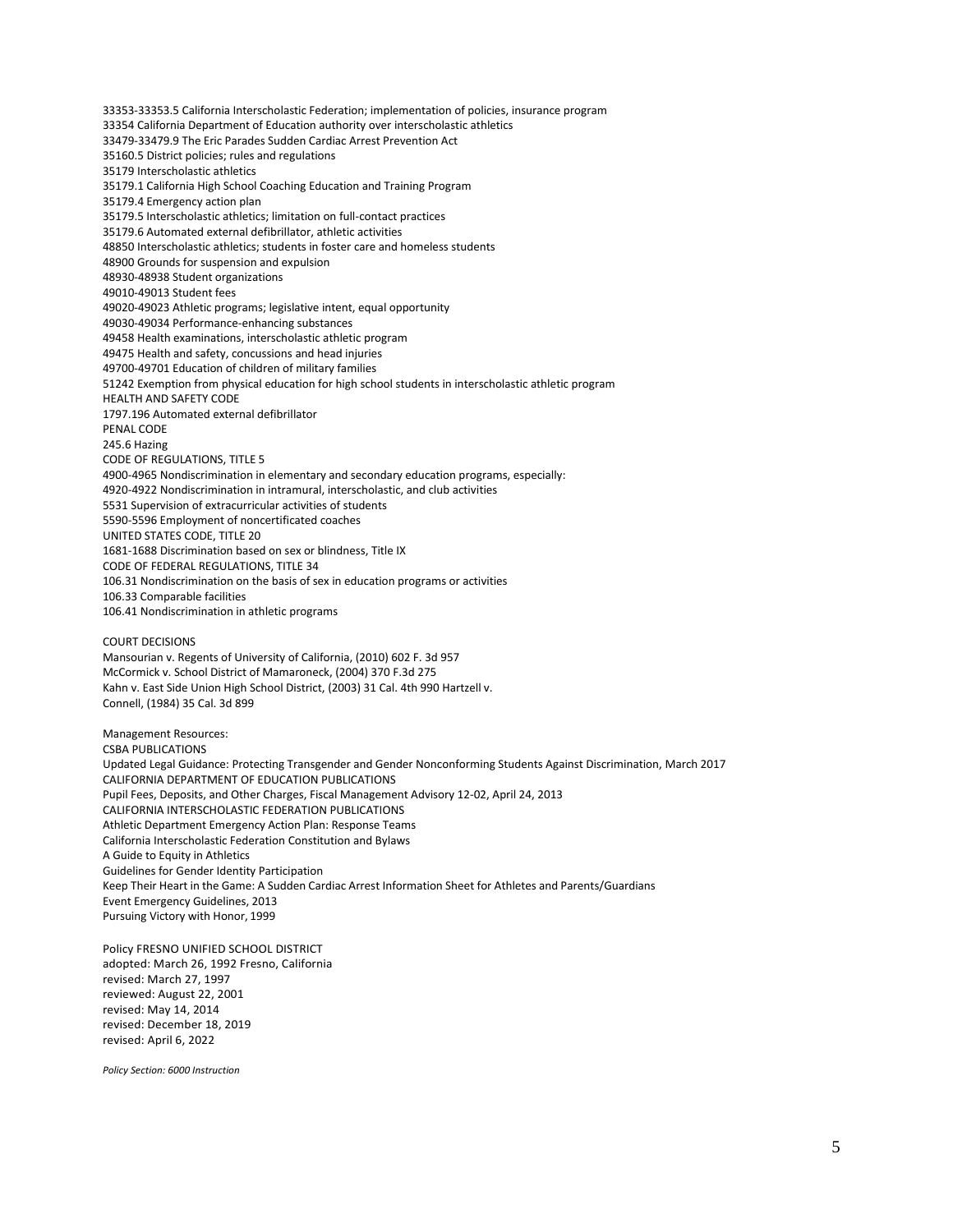33353-33353.5 California Interscholastic Federation; implementation of policies, insurance program
33354 California Department of Education authority over interscholastic athletics
33479-33479.9 The Eric Parades Sudden Cardiac Arrest Prevention Act
35160.5 District policies; rules and regulations
35179 Interscholastic athletics
35179.1 California High School Coaching Education and Training Program
35179.4 Emergency action plan
35179.5 Interscholastic athletics; limitation on full-contact practices
35179.6 Automated external defibrillator, athletic activities
48850 Interscholastic athletics; students in foster care and homeless students
48900 Grounds for suspension and expulsion
48930-48938 Student organizations
49010-49013 Student fees
49020-49023 Athletic programs; legislative intent, equal opportunity
49030-49034 Performance-enhancing substances
49458 Health examinations, interscholastic athletic program
49475 Health and safety, concussions and head injuries
49700-49701 Education of children of military families
51242 Exemption from physical education for high school students in interscholastic athletic program

HEALTH AND SAFETY CODE
1797.196 Automated external defibrillator

PENAL CODE
245.6 Hazing

CODE OF REGULATIONS, TITLE 5
4900-4965 Nondiscrimination in elementary and secondary education programs, especially:
4920-4922 Nondiscrimination in intramural, interscholastic, and club activities
5531 Supervision of extracurricular activities of students
5590-5596 Employment of noncertificated coaches

UNITED STATES CODE, TITLE 20
1681-1688 Discrimination based on sex or blindness, Title IX

CODE OF FEDERAL REGULATIONS, TITLE 34
106.31 Nondiscrimination on the basis of sex in education programs or activities
106.33 Comparable facilities
106.41 Nondiscrimination in athletic programs

COURT DECISIONS
Mansourian v. Regents of University of California, (2010) 602 F. 3d 957
McCormick v. School District of Mamaroneck, (2004) 370 F.3d 275
Kahn v. East Side Union High School District, (2003) 31 Cal. 4th 990 Hartzell v. Connell, (1984) 35 Cal. 3d 899

Management Resources:

CSBA PUBLICATIONS
Updated Legal Guidance: Protecting Transgender and Gender Nonconforming Students Against Discrimination, March 2017

CALIFORNIA DEPARTMENT OF EDUCATION PUBLICATIONS
Pupil Fees, Deposits, and Other Charges, Fiscal Management Advisory 12-02, April 24, 2013

CALIFORNIA INTERSCHOLASTIC FEDERATION PUBLICATIONS
Athletic Department Emergency Action Plan: Response Teams
California Interscholastic Federation Constitution and Bylaws
A Guide to Equity in Athletics
Guidelines for Gender Identity Participation
Keep Their Heart in the Game: A Sudden Cardiac Arrest Information Sheet for Athletes and Parents/Guardians
Event Emergency Guidelines, 2013
Pursuing Victory with Honor, 1999

Policy FRESNO UNIFIED SCHOOL DISTRICT
adopted: March 26, 1992 Fresno, California
revised: March 27, 1997
reviewed: August 22, 2001
revised: May 14, 2014
revised: December 18, 2019
revised: April 6, 2022

*Policy Section: 6000 Instruction*